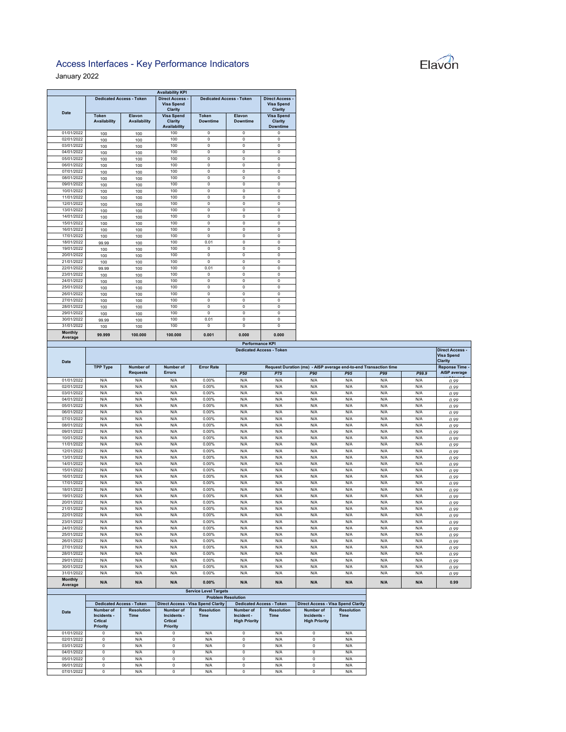# Access Interfaces - Key Performance Indicators

January 2022

**Availability KPI**

| Date | Dedicated Access - Token | | Direct Access - Visa Spend Clarity | Dedicated Access - Token | | Direct Access - Visa Spend Clarity |
|---|---|---|---|---|---|---|
| | Token Availability | Elavon Availability | Visa Spend Clarity Availability | Token Downtime | Elavon Downtime | Visa Spend Clarity Downtime |
| 01/01/2022 | 100 | 100 | 100 | 0 | 0 | 0 |
| 02/01/2022 | 100 | 100 | 100 | 0 | 0 | 0 |
| 03/01/2022 | 100 | 100 | 100 | 0 | 0 | 0 |
| 04/01/2022 | 100 | 100 | 100 | 0 | 0 | 0 |
| 05/01/2022 | 100 | 100 | 100 | 0 | 0 | 0 |
| 06/01/2022 | 100 | 100 | 100 | 0 | 0 | 0 |
| 07/01/2022 | 100 | 100 | 100 | 0 | 0 | 0 |
| 08/01/2022 | 100 | 100 | 100 | 0 | 0 | 0 |
| 09/01/2022 | 100 | 100 | 100 | 0 | 0 | 0 |
| 10/01/2022 | 100 | 100 | 100 | 0 | 0 | 0 |
| 11/01/2022 | 100 | 100 | 100 | 0 | 0 | 0 |
| 12/01/2022 | 100 | 100 | 100 | 0 | 0 | 0 |
| 13/01/2022 | 100 | 100 | 100 | 0 | 0 | 0 |
| 14/01/2022 | 100 | 100 | 100 | 0 | 0 | 0 |
| 15/01/2022 | 100 | 100 | 100 | 0 | 0 | 0 |
| 16/01/2022 | 100 | 100 | 100 | 0 | 0 | 0 |
| 17/01/2022 | 100 | 100 | 100 | 0 | 0 | 0 |
| 18/01/2022 | 99.99 | 100 | 100 | 0.01 | 0 | 0 |
| 19/01/2022 | 100 | 100 | 100 | 0 | 0 | 0 |
| 20/01/2022 | 100 | 100 | 100 | 0 | 0 | 0 |
| 21/01/2022 | 100 | 100 | 100 | 0 | 0 | 0 |
| 22/01/2022 | 99.99 | 100 | 100 | 0.01 | 0 | 0 |
| 23/01/2022 | 100 | 100 | 100 | 0 | 0 | 0 |
| 24/01/2022 | 100 | 100 | 100 | 0 | 0 | 0 |
| 25/01/2022 | 100 | 100 | 100 | 0 | 0 | 0 |
| 26/01/2022 | 100 | 100 | 100 | 0 | 0 | 0 |
| 27/01/2022 | 100 | 100 | 100 | 0 | 0 | 0 |
| 28/01/2022 | 100 | 100 | 100 | 0 | 0 | 0 |
| 29/01/2022 | 100 | 100 | 100 | 0 | 0 | 0 |
| 30/01/2022 | 99.99 | 100 | 100 | 0.01 | 0 | 0 |
| 31/01/2022 | 100 | 100 | 100 | 0 | 0 | 0 |
| **Monthly Average** | **99.999** | **100.000** | **100.000** | **0.001** | **0.000** | **0.000** |

**Performance KPI**

| Date | Dedicated Access - Token | | | | | | | | | | Direct Access - Visa Spend Clarity |
|---|---|---|---|---|---|---|---|---|---|---|---|
| | TPP Type | Number of Requests | Number of Errors | Error Rate | Request Duration (ms) - AISP average end-to-end Transaction time | | | | | | Reponse Time - AISP average |
| | | | | | *P50* | *P75* | *P90* | *P95* | *P99* | *P99.9* | |
| 01/01/2022 | N/A | N/A | N/A | 0.00% | N/A | N/A | N/A | N/A | N/A | N/A | 0.99 |
| 02/01/2022 | N/A | N/A | N/A | 0.00% | N/A | N/A | N/A | N/A | N/A | N/A | 0.99 |
| 03/01/2022 | N/A | N/A | N/A | 0.00% | N/A | N/A | N/A | N/A | N/A | N/A | 0.99 |
| 04/01/2022 | N/A | N/A | N/A | 0.00% | N/A | N/A | N/A | N/A | N/A | N/A | 0.99 |
| 05/01/2022 | N/A | N/A | N/A | 0.00% | N/A | N/A | N/A | N/A | N/A | N/A | 0.99 |
| 06/01/2022 | N/A | N/A | N/A | 0.00% | N/A | N/A | N/A | N/A | N/A | N/A | 0.99 |
| 07/01/2022 | N/A | N/A | N/A | 0.00% | N/A | N/A | N/A | N/A | N/A | N/A | 0.99 |
| 08/01/2022 | N/A | N/A | N/A | 0.00% | N/A | N/A | N/A | N/A | N/A | N/A | 0.99 |
| 09/01/2022 | N/A | N/A | N/A | 0.00% | N/A | N/A | N/A | N/A | N/A | N/A | 0.99 |
| 10/01/2022 | N/A | N/A | N/A | 0.00% | N/A | N/A | N/A | N/A | N/A | N/A | 0.99 |
| 11/01/2022 | N/A | N/A | N/A | 0.00% | N/A | N/A | N/A | N/A | N/A | N/A | 0.99 |
| 12/01/2022 | N/A | N/A | N/A | 0.00% | N/A | N/A | N/A | N/A | N/A | N/A | 0.99 |
| 13/01/2022 | N/A | N/A | N/A | 0.00% | N/A | N/A | N/A | N/A | N/A | N/A | 0.99 |
| 14/01/2022 | N/A | N/A | N/A | 0.00% | N/A | N/A | N/A | N/A | N/A | N/A | 0.99 |
| 15/01/2022 | N/A | N/A | N/A | 0.00% | N/A | N/A | N/A | N/A | N/A | N/A | 0.99 |
| 16/01/2022 | N/A | N/A | N/A | 0.00% | N/A | N/A | N/A | N/A | N/A | N/A | 0.99 |
| 17/01/2022 | N/A | N/A | N/A | 0.00% | N/A | N/A | N/A | N/A | N/A | N/A | 0.99 |
| 18/01/2022 | N/A | N/A | N/A | 0.00% | N/A | N/A | N/A | N/A | N/A | N/A | 0.99 |
| 19/01/2022 | N/A | N/A | N/A | 0.00% | N/A | N/A | N/A | N/A | N/A | N/A | 0.99 |
| 20/01/2022 | N/A | N/A | N/A | 0.00% | N/A | N/A | N/A | N/A | N/A | N/A | 0.99 |
| 21/01/2022 | N/A | N/A | N/A | 0.00% | N/A | N/A | N/A | N/A | N/A | N/A | 0.99 |
| 22/01/2022 | N/A | N/A | N/A | 0.00% | N/A | N/A | N/A | N/A | N/A | N/A | 0.99 |
| 23/01/2022 | N/A | N/A | N/A | 0.00% | N/A | N/A | N/A | N/A | N/A | N/A | 0.99 |
| 24/01/2022 | N/A | N/A | N/A | 0.00% | N/A | N/A | N/A | N/A | N/A | N/A | 0.99 |
| 25/01/2022 | N/A | N/A | N/A | 0.00% | N/A | N/A | N/A | N/A | N/A | N/A | 0.99 |
| 26/01/2022 | N/A | N/A | N/A | 0.00% | N/A | N/A | N/A | N/A | N/A | N/A | 0.99 |
| 27/01/2022 | N/A | N/A | N/A | 0.00% | N/A | N/A | N/A | N/A | N/A | N/A | 0.99 |
| 28/01/2022 | N/A | N/A | N/A | 0.00% | N/A | N/A | N/A | N/A | N/A | N/A | 0.99 |
| 29/01/2022 | N/A | N/A | N/A | 0.00% | N/A | N/A | N/A | N/A | N/A | N/A | 0.99 |
| 30/01/2022 | N/A | N/A | N/A | 0.00% | N/A | N/A | N/A | N/A | N/A | N/A | 0.99 |
| 31/01/2022 | N/A | N/A | N/A | 0.00% | N/A | N/A | N/A | N/A | N/A | N/A | 0.99 |
| **Monthly Average** | **N/A** | **N/A** | **N/A** | **0.00%** | **N/A** | **N/A** | **N/A** | **N/A** | **N/A** | **N/A** | **0.99** |

**Service Level Targets**

| Date | Problem Resolution | | | | | | | |
|---|---|---|---|---|---|---|---|---|
| | Dedicated Access - Token | | Direct Access - Visa Spend Clarity | | Dedicated Access - Token | | Direct Access - Visa Spend Clarity | |
| | Number of Incidents - Crtical Priority | Resolution Time | Number of Incidents - Crtical Priority | Resolution Time | Number of Incident - High Priority | Resolution Time | Number of Incidents - High Priority | Resolution Time |
| 01/01/2022 | 0 | N/A | 0 | N/A | 0 | N/A | 0 | N/A |
| 02/01/2022 | 0 | N/A | 0 | N/A | 0 | N/A | 0 | N/A |
| 03/01/2022 | 0 | N/A | 0 | N/A | 0 | N/A | 0 | N/A |
| 04/01/2022 | 0 | N/A | 0 | N/A | 0 | N/A | 0 | N/A |
| 05/01/2022 | 0 | N/A | 0 | N/A | 0 | N/A | 0 | N/A |
| 06/01/2022 | 0 | N/A | 0 | N/A | 0 | N/A | 0 | N/A |
| 07/01/2022 | 0 | N/A | 0 | N/A | 0 | N/A | 0 | N/A |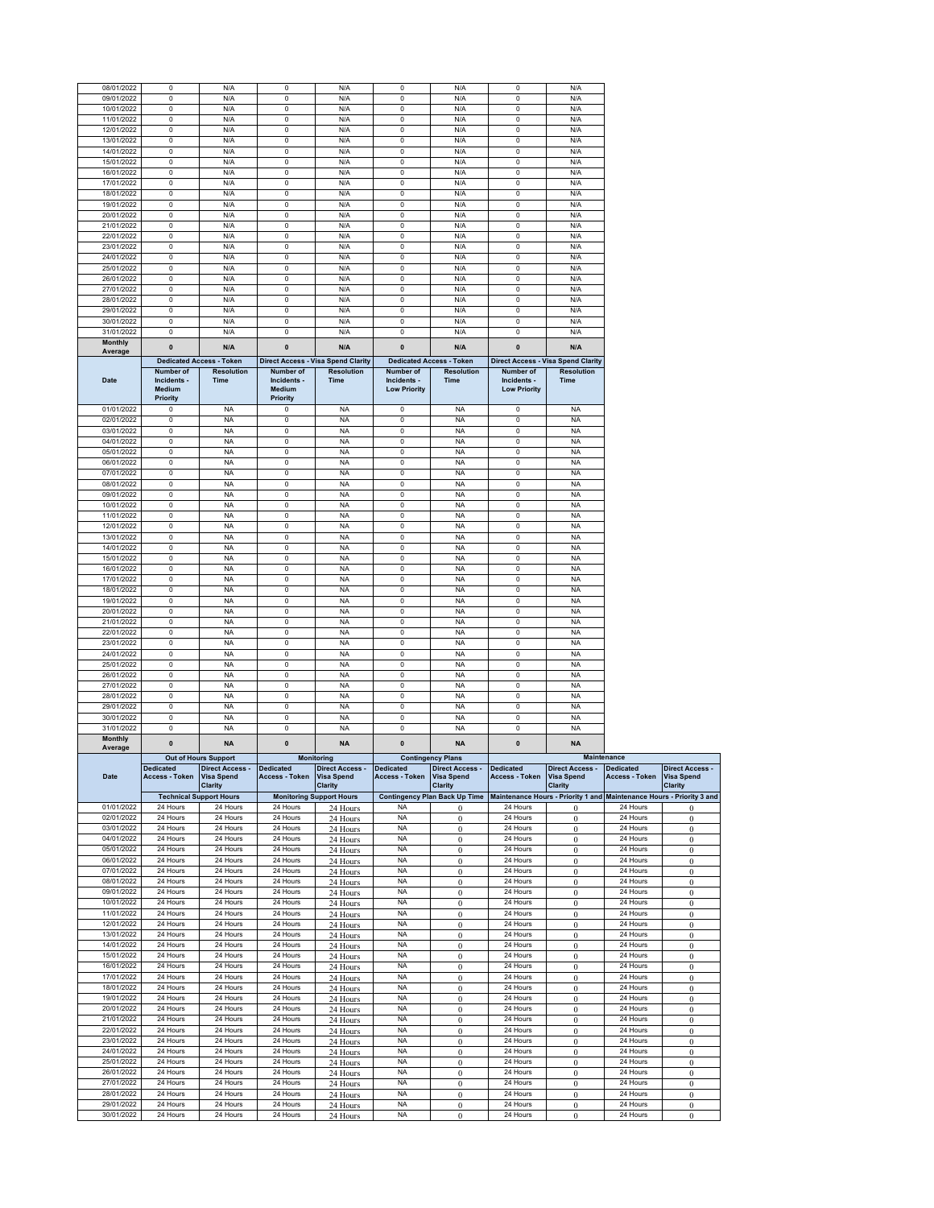| 08/01/2022 | 0 | N/A | 0 | N/A | 0 | N/A | 0 | N/A |
|---|---|---|---|---|---|---|---|---|
| 09/01/2022 | 0 | N/A | 0 | N/A | 0 | N/A | 0 | N/A |
| 10/01/2022 | 0 | N/A | 0 | N/A | 0 | N/A | 0 | N/A |
| 11/01/2022 | 0 | N/A | 0 | N/A | 0 | N/A | 0 | N/A |
| 12/01/2022 | 0 | N/A | 0 | N/A | 0 | N/A | 0 | N/A |
| 13/01/2022 | 0 | N/A | 0 | N/A | 0 | N/A | 0 | N/A |
| 14/01/2022 | 0 | N/A | 0 | N/A | 0 | N/A | 0 | N/A |
| 15/01/2022 | 0 | N/A | 0 | N/A | 0 | N/A | 0 | N/A |
| 16/01/2022 | 0 | N/A | 0 | N/A | 0 | N/A | 0 | N/A |
| 17/01/2022 | 0 | N/A | 0 | N/A | 0 | N/A | 0 | N/A |
| 18/01/2022 | 0 | N/A | 0 | N/A | 0 | N/A | 0 | N/A |
| 19/01/2022 | 0 | N/A | 0 | N/A | 0 | N/A | 0 | N/A |
| 20/01/2022 | 0 | N/A | 0 | N/A | 0 | N/A | 0 | N/A |
| 21/01/2022 | 0 | N/A | 0 | N/A | 0 | N/A | 0 | N/A |
| 22/01/2022 | 0 | N/A | 0 | N/A | 0 | N/A | 0 | N/A |
| 23/01/2022 | 0 | N/A | 0 | N/A | 0 | N/A | 0 | N/A |
| 24/01/2022 | 0 | N/A | 0 | N/A | 0 | N/A | 0 | N/A |
| 25/01/2022 | 0 | N/A | 0 | N/A | 0 | N/A | 0 | N/A |
| 26/01/2022 | 0 | N/A | 0 | N/A | 0 | N/A | 0 | N/A |
| 27/01/2022 | 0 | N/A | 0 | N/A | 0 | N/A | 0 | N/A |
| 28/01/2022 | 0 | N/A | 0 | N/A | 0 | N/A | 0 | N/A |
| 29/01/2022 | 0 | N/A | 0 | N/A | 0 | N/A | 0 | N/A |
| 30/01/2022 | 0 | N/A | 0 | N/A | 0 | N/A | 0 | N/A |
| 31/01/2022 | 0 | N/A | 0 | N/A | 0 | N/A | 0 | N/A |
| **Monthly Average** | **0** | **N/A** | **0** | **N/A** | **0** | **N/A** | **0** | **N/A** |

| | **Dedicated Access - Token** | | **Direct Access - Visa Spend Clarity** | | **Dedicated Access - Token** | | **Direct Access - Visa Spend Clarity** | |
|---|---|---|---|---|---|---|---|---|
| **Date** | **Number of Incidents - Medium Priority** | **Resolution Time** | **Number of Incidents - Medium Priority** | **Resolution Time** | **Number of Incidents - Low Priority** | **Resolution Time** | **Number of Incidents - Low Priority** | **Resolution Time** |
| 01/01/2022 | 0 | NA | 0 | NA | 0 | NA | 0 | NA |
| 02/01/2022 | 0 | NA | 0 | NA | 0 | NA | 0 | NA |
| 03/01/2022 | 0 | NA | 0 | NA | 0 | NA | 0 | NA |
| 04/01/2022 | 0 | NA | 0 | NA | 0 | NA | 0 | NA |
| 05/01/2022 | 0 | NA | 0 | NA | 0 | NA | 0 | NA |
| 06/01/2022 | 0 | NA | 0 | NA | 0 | NA | 0 | NA |
| 07/01/2022 | 0 | NA | 0 | NA | 0 | NA | 0 | NA |
| 08/01/2022 | 0 | NA | 0 | NA | 0 | NA | 0 | NA |
| 09/01/2022 | 0 | NA | 0 | NA | 0 | NA | 0 | NA |
| 10/01/2022 | 0 | NA | 0 | NA | 0 | NA | 0 | NA |
| 11/01/2022 | 0 | NA | 0 | NA | 0 | NA | 0 | NA |
| 12/01/2022 | 0 | NA | 0 | NA | 0 | NA | 0 | NA |
| 13/01/2022 | 0 | NA | 0 | NA | 0 | NA | 0 | NA |
| 14/01/2022 | 0 | NA | 0 | NA | 0 | NA | 0 | NA |
| 15/01/2022 | 0 | NA | 0 | NA | 0 | NA | 0 | NA |
| 16/01/2022 | 0 | NA | 0 | NA | 0 | NA | 0 | NA |
| 17/01/2022 | 0 | NA | 0 | NA | 0 | NA | 0 | NA |
| 18/01/2022 | 0 | NA | 0 | NA | 0 | NA | 0 | NA |
| 19/01/2022 | 0 | NA | 0 | NA | 0 | NA | 0 | NA |
| 20/01/2022 | 0 | NA | 0 | NA | 0 | NA | 0 | NA |
| 21/01/2022 | 0 | NA | 0 | NA | 0 | NA | 0 | NA |
| 22/01/2022 | 0 | NA | 0 | NA | 0 | NA | 0 | NA |
| 23/01/2022 | 0 | NA | 0 | NA | 0 | NA | 0 | NA |
| 24/01/2022 | 0 | NA | 0 | NA | 0 | NA | 0 | NA |
| 25/01/2022 | 0 | NA | 0 | NA | 0 | NA | 0 | NA |
| 26/01/2022 | 0 | NA | 0 | NA | 0 | NA | 0 | NA |
| 27/01/2022 | 0 | NA | 0 | NA | 0 | NA | 0 | NA |
| 28/01/2022 | 0 | NA | 0 | NA | 0 | NA | 0 | NA |
| 29/01/2022 | 0 | NA | 0 | NA | 0 | NA | 0 | NA |
| 30/01/2022 | 0 | NA | 0 | NA | 0 | NA | 0 | NA |
| 31/01/2022 | 0 | NA | 0 | NA | 0 | NA | 0 | NA |
| **Monthly Average** | **0** | **NA** | **0** | **NA** | **0** | **NA** | **0** | **NA** |

| | **Out of Hours Support** | | **Monitoring** | | **Contingency Plans** | | **Maintenance** | | | |
|---|---|---|---|---|---|---|---|---|---|---|
| **Date** | **Dedicated Access - Token** | **Direct Access - Visa Spend Clarity** | **Dedicated Access - Token** | **Direct Access - Visa Spend Clarity** | **Dedicated Access - Token** | **Direct Access - Visa Spend Clarity** | **Dedicated Access - Token** | **Direct Access - Visa Spend Clarity** | **Dedicated Access - Token** | **Direct Access - Visa Spend Clarity** |
| | **Technical Support Hours** | | **Monitoring Support Hours** | | **Contingency Plan Back Up Time** | | **Maintenance Hours - Priority 1 and** | | **Maintenance Hours - Priority 3 and** | |
| 01/01/2022 | 24 Hours | 24 Hours | 24 Hours | 24 Hours | NA | 0 | 24 Hours | 0 | 24 Hours | 0 |
| 02/01/2022 | 24 Hours | 24 Hours | 24 Hours | 24 Hours | NA | 0 | 24 Hours | 0 | 24 Hours | 0 |
| 03/01/2022 | 24 Hours | 24 Hours | 24 Hours | 24 Hours | NA | 0 | 24 Hours | 0 | 24 Hours | 0 |
| 04/01/2022 | 24 Hours | 24 Hours | 24 Hours | 24 Hours | NA | 0 | 24 Hours | 0 | 24 Hours | 0 |
| 05/01/2022 | 24 Hours | 24 Hours | 24 Hours | 24 Hours | NA | 0 | 24 Hours | 0 | 24 Hours | 0 |
| 06/01/2022 | 24 Hours | 24 Hours | 24 Hours | 24 Hours | NA | 0 | 24 Hours | 0 | 24 Hours | 0 |
| 07/01/2022 | 24 Hours | 24 Hours | 24 Hours | 24 Hours | NA | 0 | 24 Hours | 0 | 24 Hours | 0 |
| 08/01/2022 | 24 Hours | 24 Hours | 24 Hours | 24 Hours | NA | 0 | 24 Hours | 0 | 24 Hours | 0 |
| 09/01/2022 | 24 Hours | 24 Hours | 24 Hours | 24 Hours | NA | 0 | 24 Hours | 0 | 24 Hours | 0 |
| 10/01/2022 | 24 Hours | 24 Hours | 24 Hours | 24 Hours | NA | 0 | 24 Hours | 0 | 24 Hours | 0 |
| 11/01/2022 | 24 Hours | 24 Hours | 24 Hours | 24 Hours | NA | 0 | 24 Hours | 0 | 24 Hours | 0 |
| 12/01/2022 | 24 Hours | 24 Hours | 24 Hours | 24 Hours | NA | 0 | 24 Hours | 0 | 24 Hours | 0 |
| 13/01/2022 | 24 Hours | 24 Hours | 24 Hours | 24 Hours | NA | 0 | 24 Hours | 0 | 24 Hours | 0 |
| 14/01/2022 | 24 Hours | 24 Hours | 24 Hours | 24 Hours | NA | 0 | 24 Hours | 0 | 24 Hours | 0 |
| 15/01/2022 | 24 Hours | 24 Hours | 24 Hours | 24 Hours | NA | 0 | 24 Hours | 0 | 24 Hours | 0 |
| 16/01/2022 | 24 Hours | 24 Hours | 24 Hours | 24 Hours | NA | 0 | 24 Hours | 0 | 24 Hours | 0 |
| 17/01/2022 | 24 Hours | 24 Hours | 24 Hours | 24 Hours | NA | 0 | 24 Hours | 0 | 24 Hours | 0 |
| 18/01/2022 | 24 Hours | 24 Hours | 24 Hours | 24 Hours | NA | 0 | 24 Hours | 0 | 24 Hours | 0 |
| 19/01/2022 | 24 Hours | 24 Hours | 24 Hours | 24 Hours | NA | 0 | 24 Hours | 0 | 24 Hours | 0 |
| 20/01/2022 | 24 Hours | 24 Hours | 24 Hours | 24 Hours | NA | 0 | 24 Hours | 0 | 24 Hours | 0 |
| 21/01/2022 | 24 Hours | 24 Hours | 24 Hours | 24 Hours | NA | 0 | 24 Hours | 0 | 24 Hours | 0 |
| 22/01/2022 | 24 Hours | 24 Hours | 24 Hours | 24 Hours | NA | 0 | 24 Hours | 0 | 24 Hours | 0 |
| 23/01/2022 | 24 Hours | 24 Hours | 24 Hours | 24 Hours | NA | 0 | 24 Hours | 0 | 24 Hours | 0 |
| 24/01/2022 | 24 Hours | 24 Hours | 24 Hours | 24 Hours | NA | 0 | 24 Hours | 0 | 24 Hours | 0 |
| 25/01/2022 | 24 Hours | 24 Hours | 24 Hours | 24 Hours | NA | 0 | 24 Hours | 0 | 24 Hours | 0 |
| 26/01/2022 | 24 Hours | 24 Hours | 24 Hours | 24 Hours | NA | 0 | 24 Hours | 0 | 24 Hours | 0 |
| 27/01/2022 | 24 Hours | 24 Hours | 24 Hours | 24 Hours | NA | 0 | 24 Hours | 0 | 24 Hours | 0 |
| 28/01/2022 | 24 Hours | 24 Hours | 24 Hours | 24 Hours | NA | 0 | 24 Hours | 0 | 24 Hours | 0 |
| 29/01/2022 | 24 Hours | 24 Hours | 24 Hours | 24 Hours | NA | 0 | 24 Hours | 0 | 24 Hours | 0 |
| 30/01/2022 | 24 Hours | 24 Hours | 24 Hours | 24 Hours | NA | 0 | 24 Hours | 0 | 24 Hours | 0 |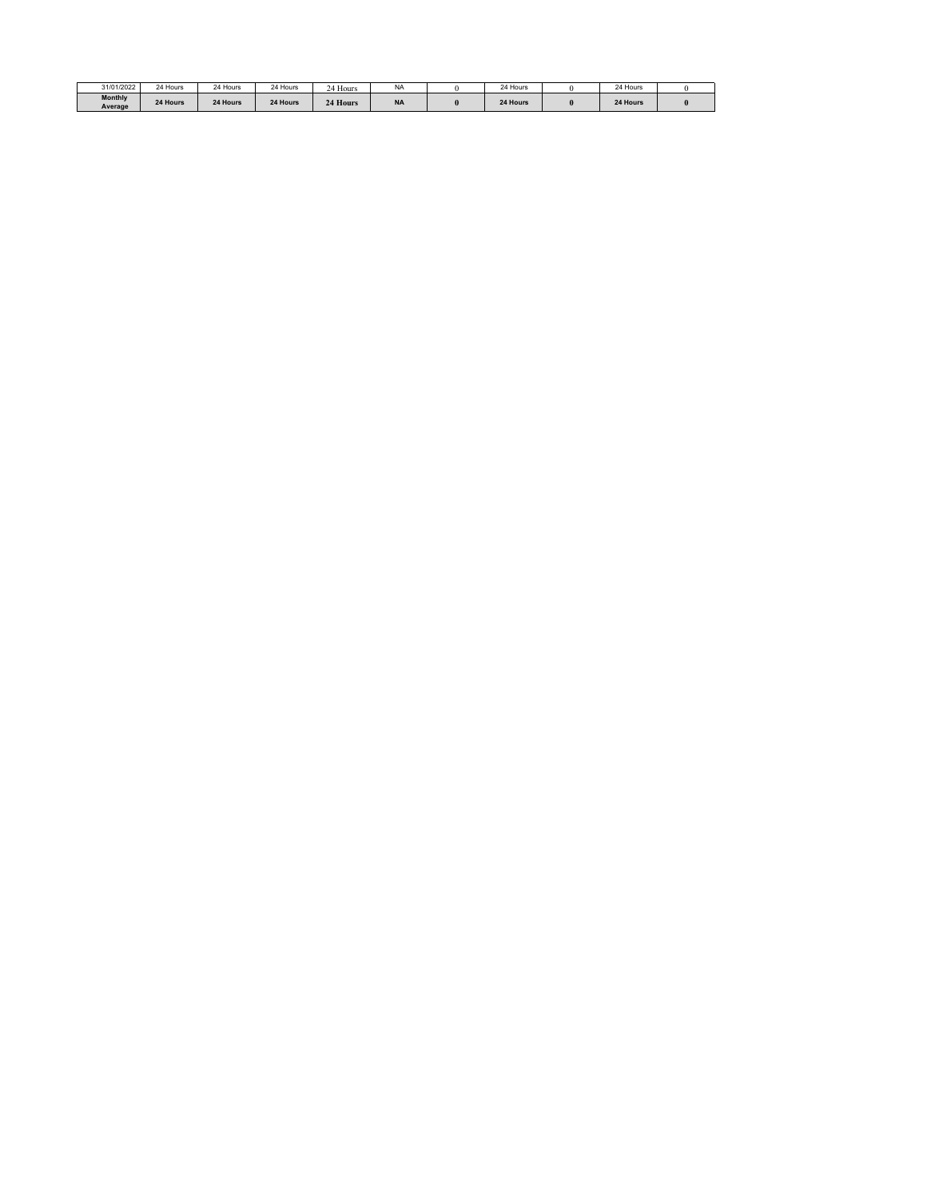| | | | | | | | | | |
|---|---|---|---|---|---|---|---|---|---|
| 31/01/2022 | 24 Hours | 24 Hours | 24 Hours | 24 Hours | NA | 0 | 24 Hours | 0 | 24 Hours | 0 |
| **Monthly Average** | **24 Hours** | **24 Hours** | **24 Hours** | **24 Hours** | **NA** | **0** | **24 Hours** | **0** | **24 Hours** | **0** |